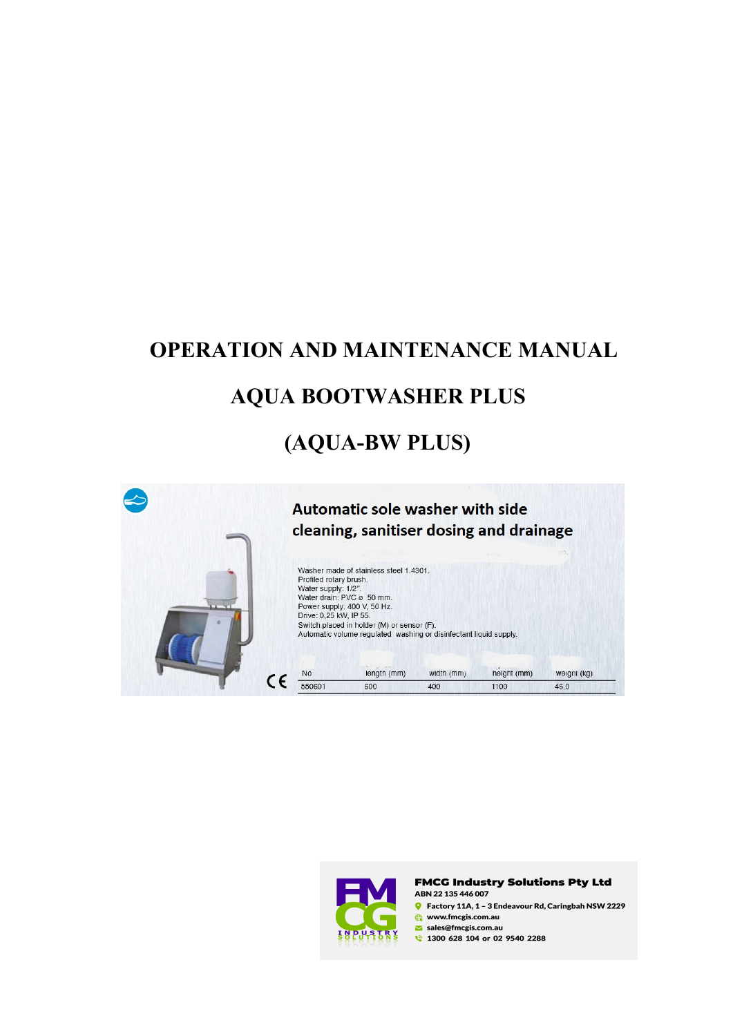# OPERATION AND MAINTENANCE MANUAL

# AQUA BOOTWASHER PLUS

# (AQUA-BW PLUS)

## Automatic sole washer with side cleaning, sanitiser dosing and drainage

Washer made of stainless steel 1.4301.
Profiled rotary brush.
Water supply: 1/2".
Water drain: PVC ⌀ 50 mm.
Power supply: 400 V, 50 Hz.
Drive: 0,25 kW, IP 55.
Switch placed in holder (M) or sensor (F).
Automatic volume regulated washing or disinfectant liquid supply.

| No | length (mm) | width (mm) | height (mm) | weight (kg) |
|---|---|---|---|---|
| 550601 | 600 | 400 | 1100 | 46,0 |

**FMCG Industry Solutions Pty Ltd**
ABN 22 135 446 007
Factory 11A, 1 – 3 Endeavour Rd, Caringbah NSW 2229
www.fmcgis.com.au
sales@fmcgis.com.au
1300 628 104 or 02 9540 2288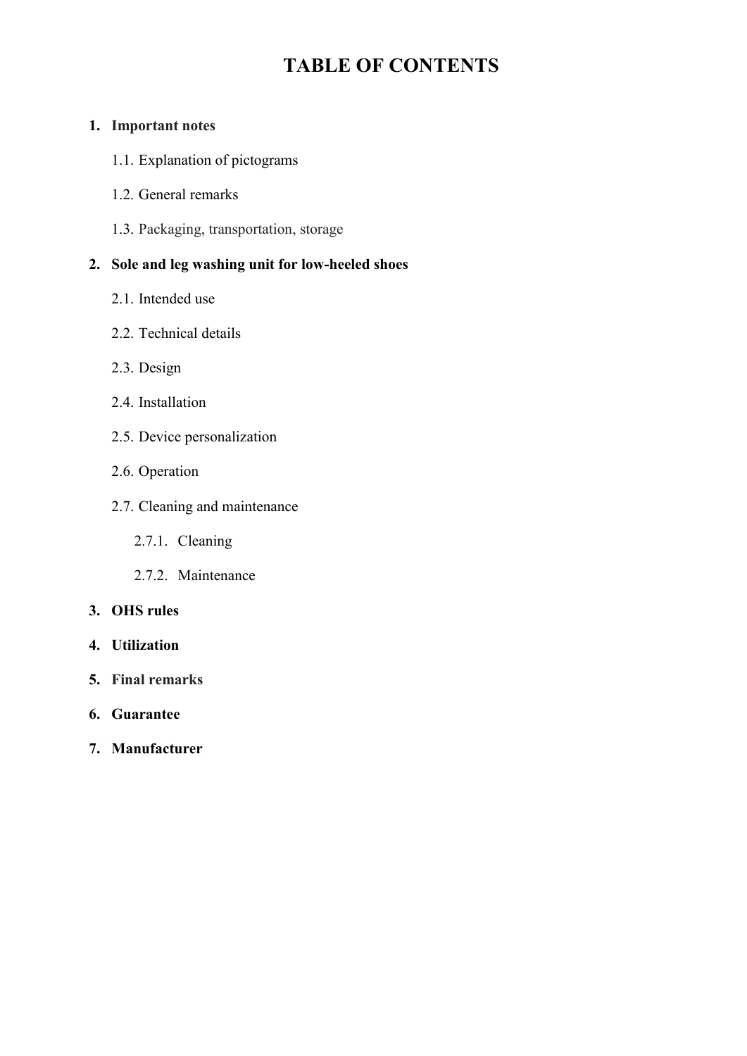# TABLE OF CONTENTS

1. **Important notes**
    - 1.1. Explanation of pictograms
    - 1.2. General remarks
    - 1.3. Packaging, transportation, storage
2. **Sole and leg washing unit for low-heeled shoes**
    - 2.1. Intended use
    - 2.2. Technical details
    - 2.3. Design
    - 2.4. Installation
    - 2.5. Device personalization
    - 2.6. Operation
    - 2.7. Cleaning and maintenance
        - 2.7.1. Cleaning
        - 2.7.2. Maintenance
3. **OHS rules**
4. **Utilization**
5. **Final remarks**
6. **Guarantee**
7. **Manufacturer**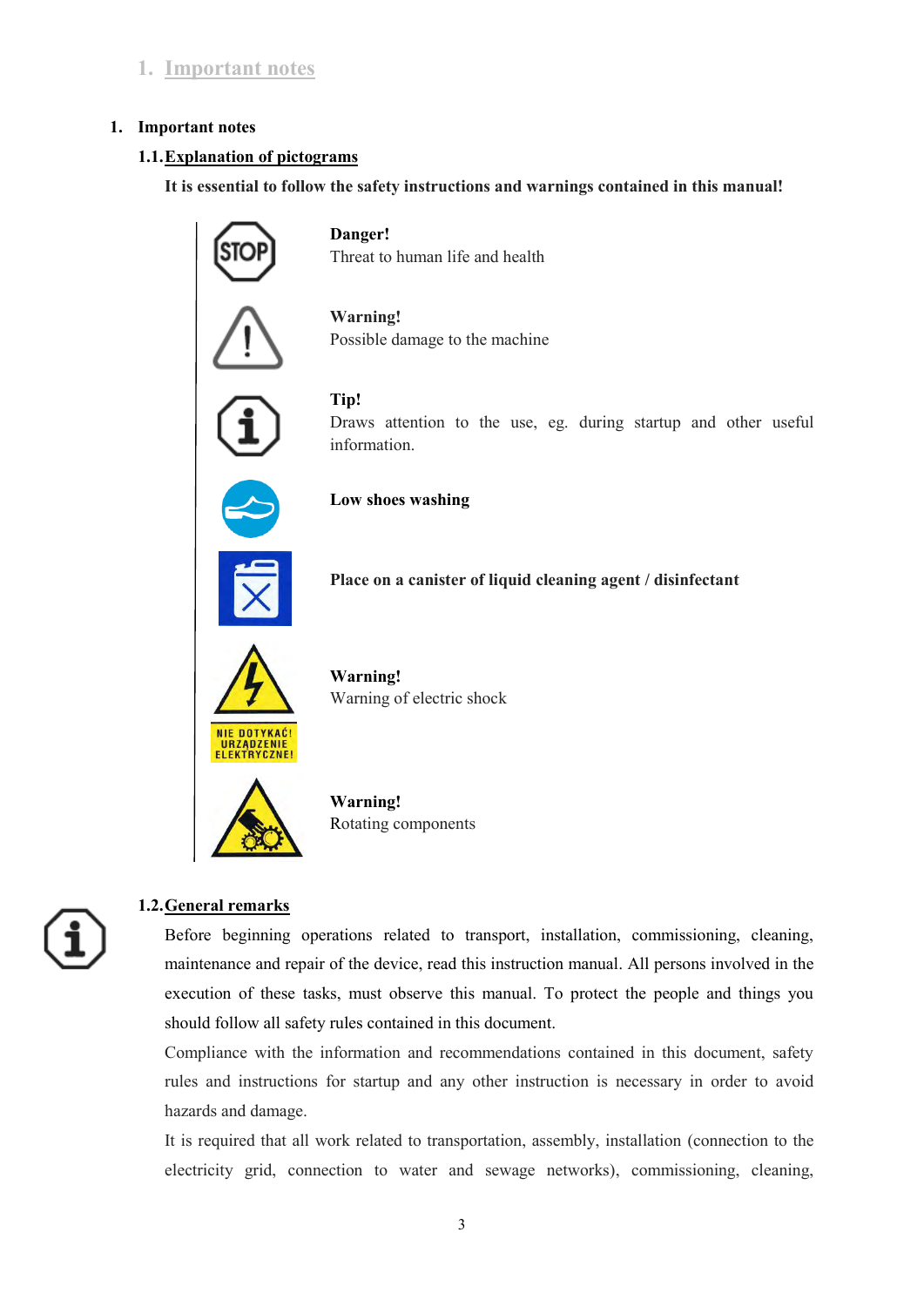## 1. Important notes

### 1.1. Explanation of pictograms

**It is essential to follow the safety instructions and warnings contained in this manual!**

**Danger!**
Threat to human life and health

**Warning!**
Possible damage to the machine

**Tip!**
Draws attention to the use, eg. during startup and other useful information.

**Low shoes washing**

**Place on a canister of liquid cleaning agent / disinfectant**

NIE DOTYKAĆ! URZĄDZENIE ELEKTRYCZNE!

**Warning!**
Warning of electric shock

**Warning!**
Rotating components

### 1.2. General remarks

Before beginning operations related to transport, installation, commissioning, cleaning, maintenance and repair of the device, read this instruction manual. All persons involved in the execution of these tasks, must observe this manual. To protect the people and things you should follow all safety rules contained in this document.

Compliance with the information and recommendations contained in this document, safety rules and instructions for startup and any other instruction is necessary in order to avoid hazards and damage.

It is required that all work related to transportation, assembly, installation (connection to the electricity grid, connection to water and sewage networks), commissioning, cleaning,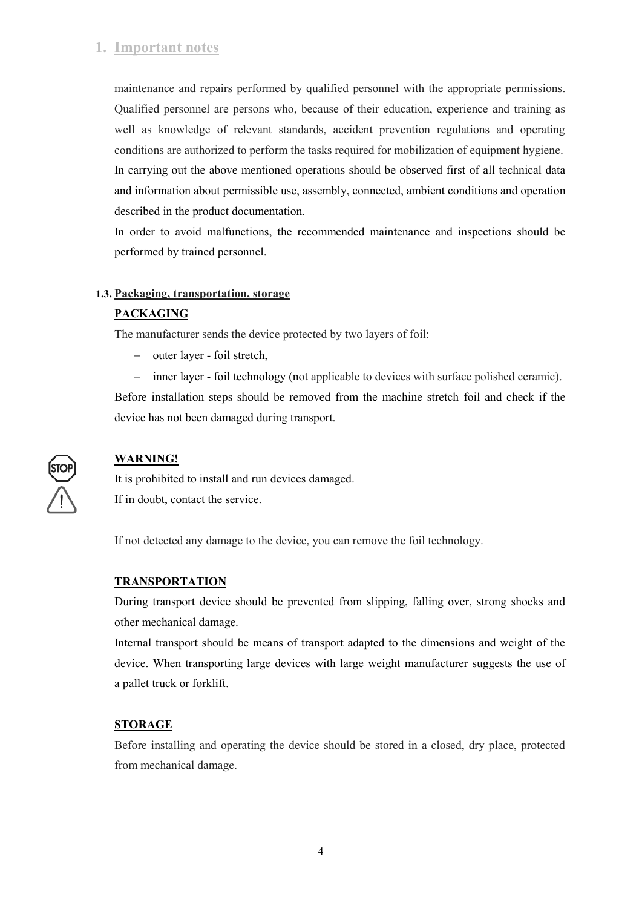# 1. Important notes

maintenance and repairs performed by qualified personnel with the appropriate permissions. Qualified personnel are persons who, because of their education, experience and training as well as knowledge of relevant standards, accident prevention regulations and operating conditions are authorized to perform the tasks required for mobilization of equipment hygiene.
In carrying out the above mentioned operations should be observed first of all technical data and information about permissible use, assembly, connected, ambient conditions and operation described in the product documentation.
In order to avoid malfunctions, the recommended maintenance and inspections should be performed by trained personnel.

## 1.3. Packaging, transportation, storage

### PACKAGING

The manufacturer sends the device protected by two layers of foil:

- outer layer - foil stretch,
- inner layer - foil technology (not applicable to devices with surface polished ceramic).

Before installation steps should be removed from the machine stretch foil and check if the device has not been damaged during transport.

**WARNING!**

It is prohibited to install and run devices damaged.
If in doubt, contact the service.

If not detected any damage to the device, you can remove the foil technology.

### TRANSPORTATION

During transport device should be prevented from slipping, falling over, strong shocks and other mechanical damage.
Internal transport should be means of transport adapted to the dimensions and weight of the device. When transporting large devices with large weight manufacturer suggests the use of a pallet truck or forklift.

### STORAGE

Before installing and operating the device should be stored in a closed, dry place, protected from mechanical damage.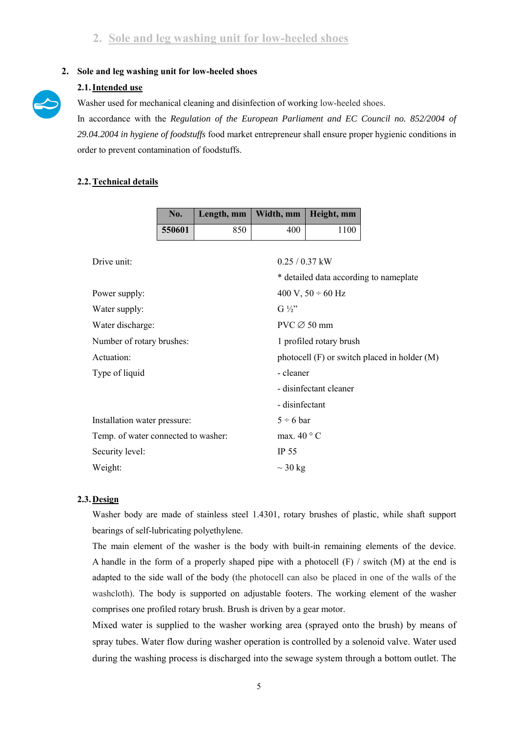## 2. Sole and leg washing unit for low-heeled shoes

### 2.1. Intended use

Washer used for mechanical cleaning and disinfection of working low-heeled shoes.

In accordance with the *Regulation of the European Parliament and EC Council no. 852/2004 of 29.04.2004 in hygiene of foodstuffs* food market entrepreneur shall ensure proper hygienic conditions in order to prevent contamination of foodstuffs.

### 2.2. Technical details

| No. | Length, mm | Width, mm | Height, mm |
|---|---|---|---|
| **550601** | 850 | 400 | 1100 |

| | |
|---|---|
| Drive unit: | 0.25 / 0.37 kW |
| | * detailed data according to nameplate |
| Power supply: | 400 V, 50 ÷ 60 Hz |
| Water supply: | G ½” |
| Water discharge: | PVC ∅ 50 mm |
| Number of rotary brushes: | 1 profiled rotary brush |
| Actuation: | photocell (F) or switch placed in holder (M) |
| Type of liquid | - cleaner |
| | - disinfectant cleaner |
| | - disinfectant |
| Installation water pressure: | 5 ÷ 6 bar |
| Temp. of water connected to washer: | max. 40 ° C |
| Security level: | IP 55 |
| Weight: | ~ 30 kg |

### 2.3. Design

Washer body are made of stainless steel 1.4301, rotary brushes of plastic, while shaft support bearings of self-lubricating polyethylene.

The main element of the washer is the body with built-in remaining elements of the device. A handle in the form of a properly shaped pipe with a photocell (F) / switch (M) at the end is adapted to the side wall of the body (the photocell can also be placed in one of the walls of the washcloth). The body is supported on adjustable footers. The working element of the washer comprises one profiled rotary brush. Brush is driven by a gear motor.

Mixed water is supplied to the washer working area (sprayed onto the brush) by means of spray tubes. Water flow during washer operation is controlled by a solenoid valve. Water used during the washing process is discharged into the sewage system through a bottom outlet. The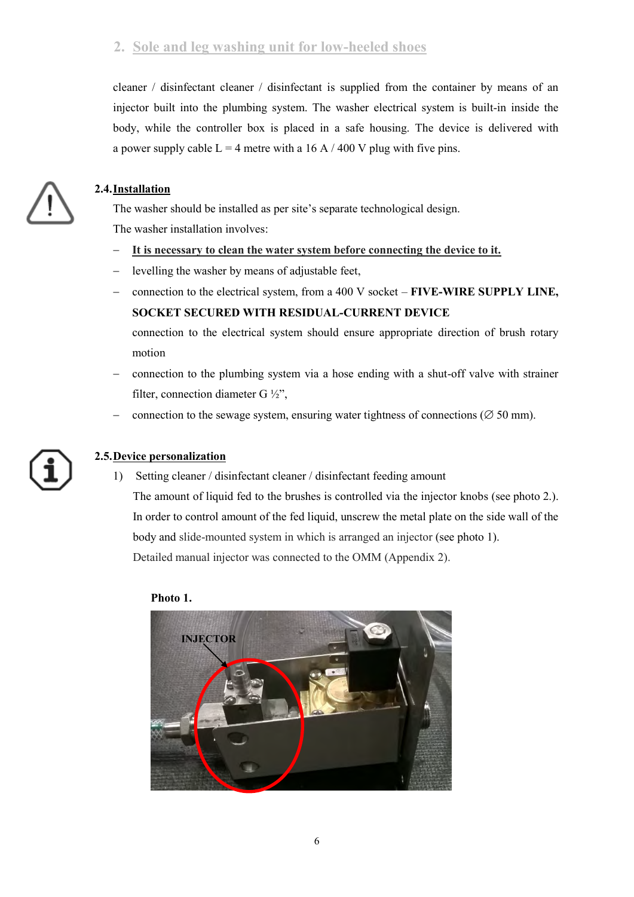cleaner / disinfectant cleaner / disinfectant is supplied from the container by means of an injector built into the plumbing system. The washer electrical system is built-in inside the body, while the controller box is placed in a safe housing. The device is delivered with a power supply cable L = 4 metre with a 16 A / 400 V plug with five pins.

### 2.4. Installation

The washer should be installed as per site's separate technological design.

The washer installation involves:

- **It is necessary to clean the water system before connecting the device to it.**
- levelling the washer by means of adjustable feet,
- connection to the electrical system, from a 400 V socket – **FIVE-WIRE SUPPLY LINE, SOCKET SECURED WITH RESIDUAL-CURRENT DEVICE**

  connection to the electrical system should ensure appropriate direction of brush rotary motion
- connection to the plumbing system via a hose ending with a shut-off valve with strainer filter, connection diameter G ½",
- connection to the sewage system, ensuring water tightness of connections (∅ 50 mm).

### 2.5. Device personalization

1) Setting cleaner / disinfectant cleaner / disinfectant feeding amount

   The amount of liquid fed to the brushes is controlled via the injector knobs (see photo 2.). In order to control amount of the fed liquid, unscrew the metal plate on the side wall of the body and slide-mounted system in which is arranged an injector (see photo 1).

   Detailed manual injector was connected to the OMM (Appendix 2).

**Photo 1.**

INJECTOR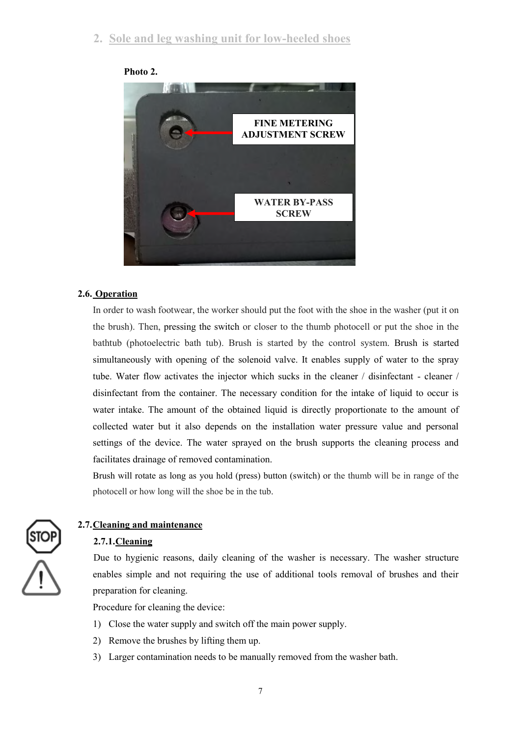## 2. Sole and leg washing unit for low-heeled shoes

**Photo 2.**

FINE METERING ADJUSTMENT SCREW

WATER BY-PASS SCREW

### 2.6. Operation

In order to wash footwear, the worker should put the foot with the shoe in the washer (put it on the brush). Then, pressing the switch or closer to the thumb photocell or put the shoe in the bathtub (photoelectric bath tub). Brush is started by the control system. Brush is started simultaneously with opening of the solenoid valve. It enables supply of water to the spray tube. Water flow activates the injector which sucks in the cleaner / disinfectant - cleaner / disinfectant from the container. The necessary condition for the intake of liquid to occur is water intake. The amount of the obtained liquid is directly proportionate to the amount of collected water but it also depends on the installation water pressure value and personal settings of the device. The water sprayed on the brush supports the cleaning process and facilitates drainage of removed contamination.

Brush will rotate as long as you hold (press) button (switch) or the thumb will be in range of the photocell or how long will the shoe be in the tub.

### 2.7. Cleaning and maintenance

#### 2.7.1. Cleaning

Due to hygienic reasons, daily cleaning of the washer is necessary. The washer structure enables simple and not requiring the use of additional tools removal of brushes and their preparation for cleaning.

Procedure for cleaning the device:

1) Close the water supply and switch off the main power supply.
2) Remove the brushes by lifting them up.
3) Larger contamination needs to be manually removed from the washer bath.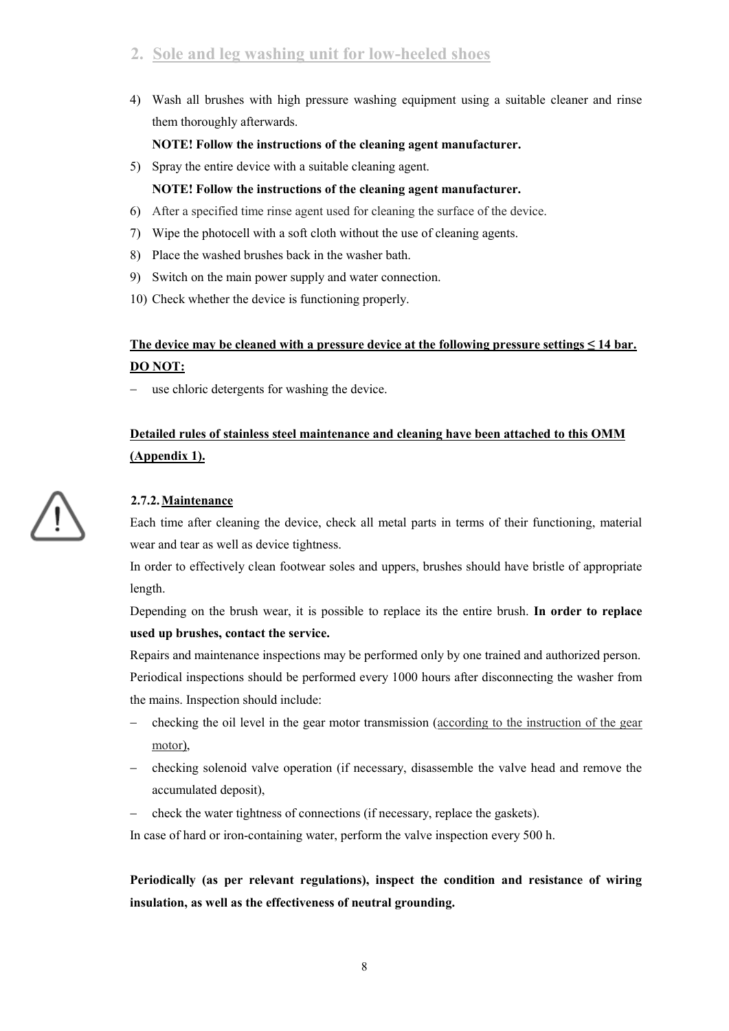## 2. Sole and leg washing unit for low-heeled shoes

4) Wash all brushes with high pressure washing equipment using a suitable cleaner and rinse them thoroughly afterwards.

   **NOTE! Follow the instructions of the cleaning agent manufacturer.**

5) Spray the entire device with a suitable cleaning agent.

   **NOTE! Follow the instructions of the cleaning agent manufacturer.**

6) After a specified time rinse agent used for cleaning the surface of the device.
7) Wipe the photocell with a soft cloth without the use of cleaning agents.
8) Place the washed brushes back in the washer bath.
9) Switch on the main power supply and water connection.
10) Check whether the device is functioning properly.

**The device may be cleaned with a pressure device at the following pressure settings ≤ 14 bar.**

**DO NOT:**

- use chloric detergents for washing the device.

**Detailed rules of stainless steel maintenance and cleaning have been attached to this OMM (Appendix 1).**

### 2.7.2. Maintenance

Each time after cleaning the device, check all metal parts in terms of their functioning, material wear and tear as well as device tightness.

In order to effectively clean footwear soles and uppers, brushes should have bristle of appropriate length.

Depending on the brush wear, it is possible to replace its the entire brush. **In order to replace used up brushes, contact the service.**

Repairs and maintenance inspections may be performed only by one trained and authorized person.

Periodical inspections should be performed every 1000 hours after disconnecting the washer from the mains. Inspection should include:

- checking the oil level in the gear motor transmission (according to the instruction of the gear motor),
- checking solenoid valve operation (if necessary, disassemble the valve head and remove the accumulated deposit),
- check the water tightness of connections (if necessary, replace the gaskets).

In case of hard or iron-containing water, perform the valve inspection every 500 h.

**Periodically (as per relevant regulations), inspect the condition and resistance of wiring insulation, as well as the effectiveness of neutral grounding.**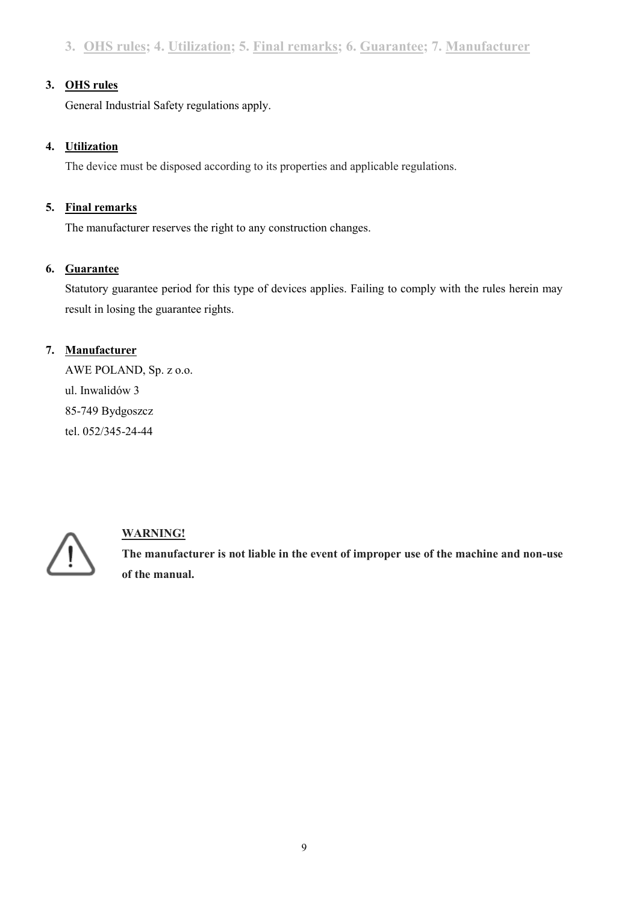## 3. OHS rules; 4. Utilization; 5. Final remarks; 6. Guarantee; 7. Manufacturer

### 3. OHS rules

General Industrial Safety regulations apply.

### 4. Utilization

The device must be disposed according to its properties and applicable regulations.

### 5. Final remarks

The manufacturer reserves the right to any construction changes.

### 6. Guarantee

Statutory guarantee period for this type of devices applies. Failing to comply with the rules herein may result in losing the guarantee rights.

### 7. Manufacturer

AWE POLAND, Sp. z o.o.
ul. Inwalidów 3
85-749 Bydgoszcz
tel. 052/345-24-44

**WARNING!**

**The manufacturer is not liable in the event of improper use of the machine and non-use of the manual.**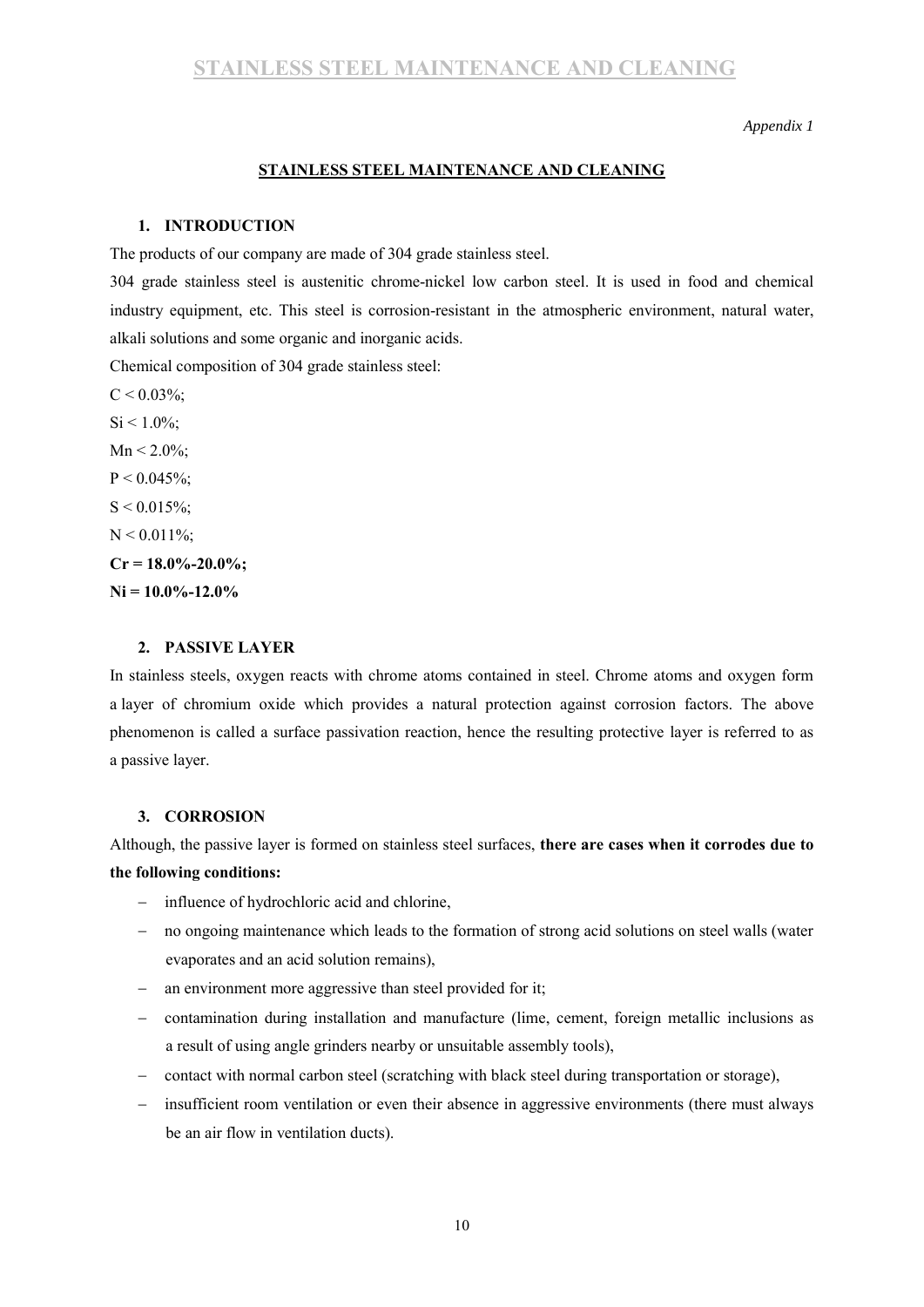*Appendix 1*

## STAINLESS STEEL MAINTENANCE AND CLEANING

### 1. INTRODUCTION

The products of our company are made of 304 grade stainless steel.

304 grade stainless steel is austenitic chrome-nickel low carbon steel. It is used in food and chemical industry equipment, etc. This steel is corrosion-resistant in the atmospheric environment, natural water, alkali solutions and some organic and inorganic acids.

Chemical composition of 304 grade stainless steel:

$C < 0.03\%$;

$Si < 1.0\%$;

$Mn < 2.0\%$;

$P < 0.045\%$;

$S < 0.015\%$;

$N < 0.011\%$;

**$Cr = 18.0\%-20.0\%$;**

**$Ni = 10.0\%-12.0\%$**

### 2. PASSIVE LAYER

In stainless steels, oxygen reacts with chrome atoms contained in steel. Chrome atoms and oxygen form a layer of chromium oxide which provides a natural protection against corrosion factors. The above phenomenon is called a surface passivation reaction, hence the resulting protective layer is referred to as a passive layer.

### 3. CORROSION

Although, the passive layer is formed on stainless steel surfaces, **there are cases when it corrodes due to the following conditions:**

- influence of hydrochloric acid and chlorine,
- no ongoing maintenance which leads to the formation of strong acid solutions on steel walls (water evaporates and an acid solution remains),
- an environment more aggressive than steel provided for it;
- contamination during installation and manufacture (lime, cement, foreign metallic inclusions as a result of using angle grinders nearby or unsuitable assembly tools),
- contact with normal carbon steel (scratching with black steel during transportation or storage),
- insufficient room ventilation or even their absence in aggressive environments (there must always be an air flow in ventilation ducts).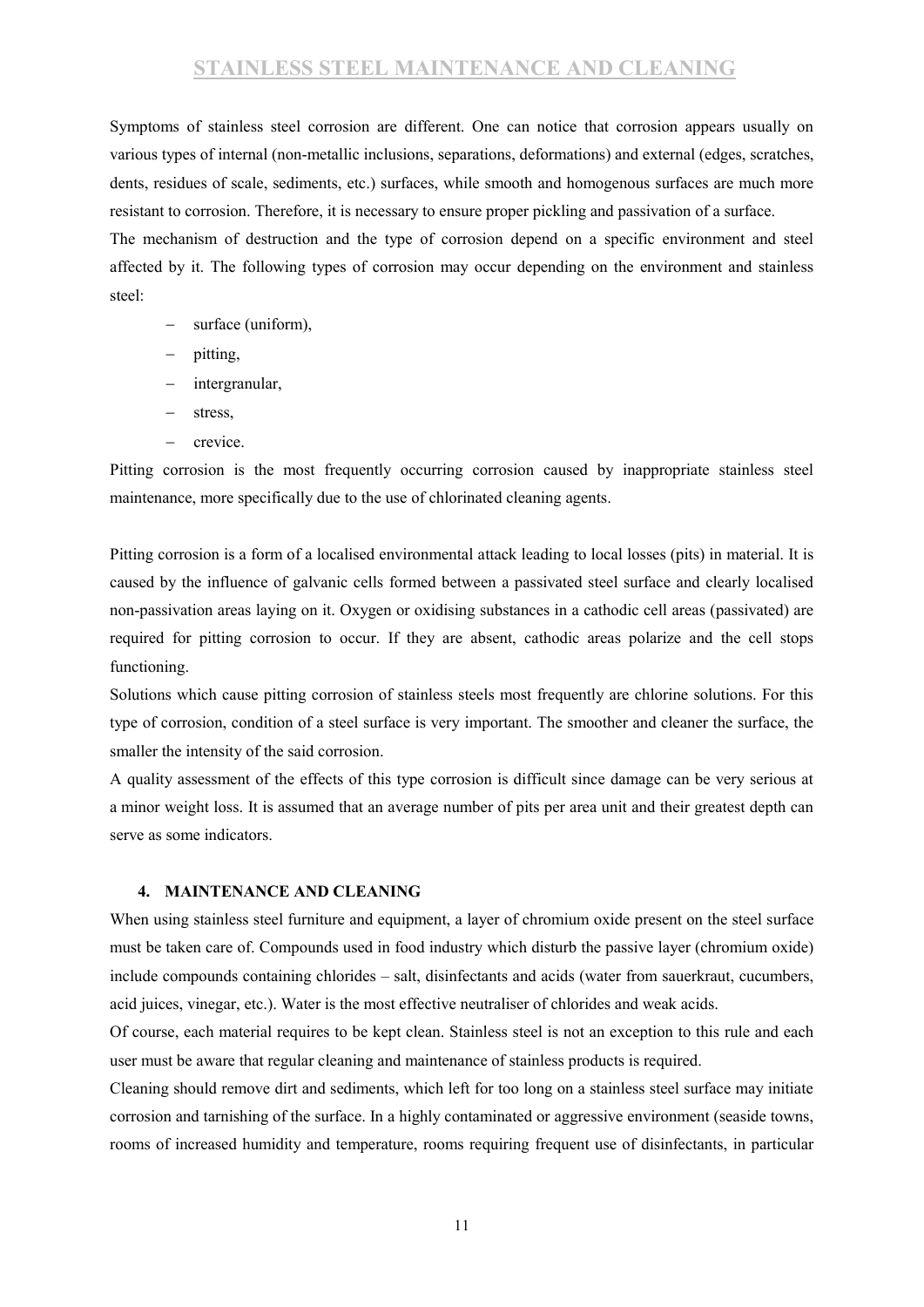Symptoms of stainless steel corrosion are different. One can notice that corrosion appears usually on various types of internal (non-metallic inclusions, separations, deformations) and external (edges, scratches, dents, residues of scale, sediments, etc.) surfaces, while smooth and homogenous surfaces are much more resistant to corrosion. Therefore, it is necessary to ensure proper pickling and passivation of a surface.

The mechanism of destruction and the type of corrosion depend on a specific environment and steel affected by it. The following types of corrosion may occur depending on the environment and stainless steel:

- surface (uniform),
- pitting,
- intergranular,
- stress,
- crevice.

Pitting corrosion is the most frequently occurring corrosion caused by inappropriate stainless steel maintenance, more specifically due to the use of chlorinated cleaning agents.

Pitting corrosion is a form of a localised environmental attack leading to local losses (pits) in material. It is caused by the influence of galvanic cells formed between a passivated steel surface and clearly localised non-passivation areas laying on it. Oxygen or oxidising substances in a cathodic cell areas (passivated) are required for pitting corrosion to occur. If they are absent, cathodic areas polarize and the cell stops functioning.

Solutions which cause pitting corrosion of stainless steels most frequently are chlorine solutions. For this type of corrosion, condition of a steel surface is very important. The smoother and cleaner the surface, the smaller the intensity of the said corrosion.

A quality assessment of the effects of this type corrosion is difficult since damage can be very serious at a minor weight loss. It is assumed that an average number of pits per area unit and their greatest depth can serve as some indicators.

## 4. MAINTENANCE AND CLEANING

When using stainless steel furniture and equipment, a layer of chromium oxide present on the steel surface must be taken care of. Compounds used in food industry which disturb the passive layer (chromium oxide) include compounds containing chlorides – salt, disinfectants and acids (water from sauerkraut, cucumbers, acid juices, vinegar, etc.). Water is the most effective neutraliser of chlorides and weak acids.

Of course, each material requires to be kept clean. Stainless steel is not an exception to this rule and each user must be aware that regular cleaning and maintenance of stainless products is required.

Cleaning should remove dirt and sediments, which left for too long on a stainless steel surface may initiate corrosion and tarnishing of the surface. In a highly contaminated or aggressive environment (seaside towns, rooms of increased humidity and temperature, rooms requiring frequent use of disinfectants, in particular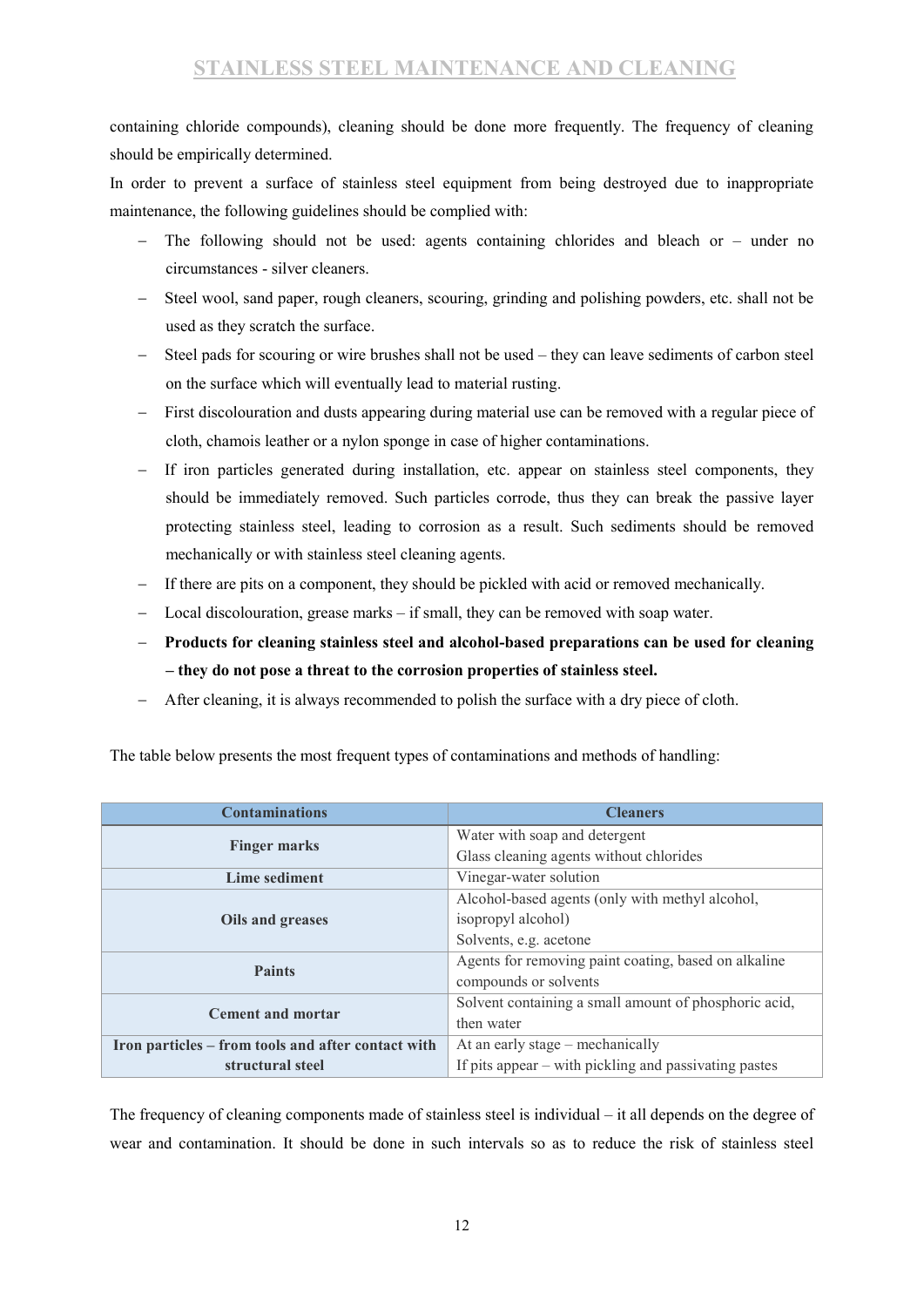containing chloride compounds), cleaning should be done more frequently. The frequency of cleaning should be empirically determined.

In order to prevent a surface of stainless steel equipment from being destroyed due to inappropriate maintenance, the following guidelines should be complied with:

- The following should not be used: agents containing chlorides and bleach or – under no circumstances - silver cleaners.
- Steel wool, sand paper, rough cleaners, scouring, grinding and polishing powders, etc. shall not be used as they scratch the surface.
- Steel pads for scouring or wire brushes shall not be used – they can leave sediments of carbon steel on the surface which will eventually lead to material rusting.
- First discolouration and dusts appearing during material use can be removed with a regular piece of cloth, chamois leather or a nylon sponge in case of higher contaminations.
- If iron particles generated during installation, etc. appear on stainless steel components, they should be immediately removed. Such particles corrode, thus they can break the passive layer protecting stainless steel, leading to corrosion as a result. Such sediments should be removed mechanically or with stainless steel cleaning agents.
- If there are pits on a component, they should be pickled with acid or removed mechanically.
- Local discolouration, grease marks – if small, they can be removed with soap water.
- **Products for cleaning stainless steel and alcohol-based preparations can be used for cleaning – they do not pose a threat to the corrosion properties of stainless steel.**
- After cleaning, it is always recommended to polish the surface with a dry piece of cloth.

The table below presents the most frequent types of contaminations and methods of handling:

| Contaminations | Cleaners |
|---|---|
| **Finger marks** | Water with soap and detergent<br>Glass cleaning agents without chlorides |
| **Lime sediment** | Vinegar-water solution |
| **Oils and greases** | Alcohol-based agents (only with methyl alcohol, isopropyl alcohol)<br>Solvents, e.g. acetone |
| **Paints** | Agents for removing paint coating, based on alkaline compounds or solvents |
| **Cement and mortar** | Solvent containing a small amount of phosphoric acid, then water |
| **Iron particles – from tools and after contact with structural steel** | At an early stage – mechanically<br>If pits appear – with pickling and passivating pastes |

The frequency of cleaning components made of stainless steel is individual – it all depends on the degree of wear and contamination. It should be done in such intervals so as to reduce the risk of stainless steel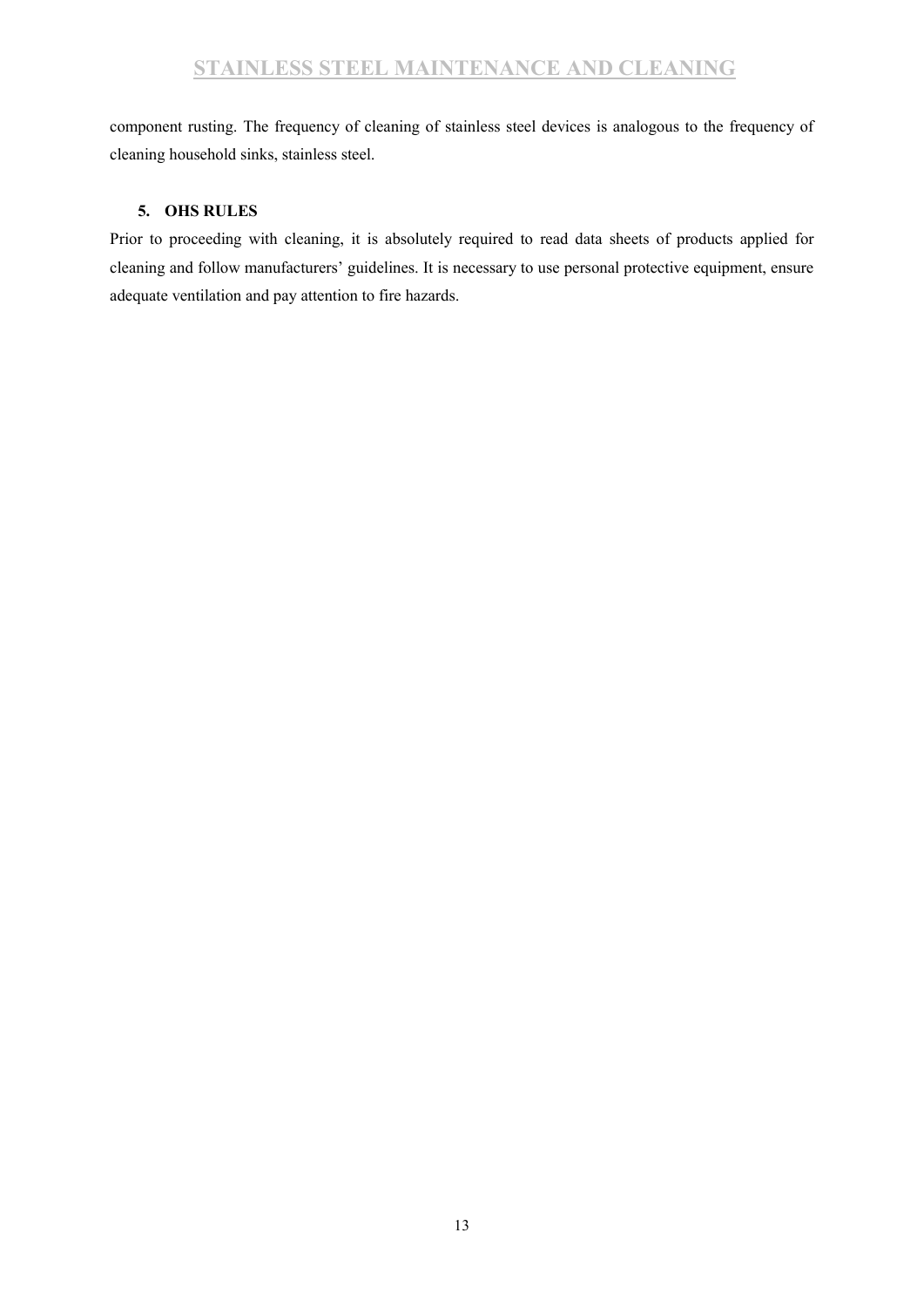component rusting. The frequency of cleaning of stainless steel devices is analogous to the frequency of cleaning household sinks, stainless steel.

## 5. OHS RULES

Prior to proceeding with cleaning, it is absolutely required to read data sheets of products applied for cleaning and follow manufacturers' guidelines. It is necessary to use personal protective equipment, ensure adequate ventilation and pay attention to fire hazards.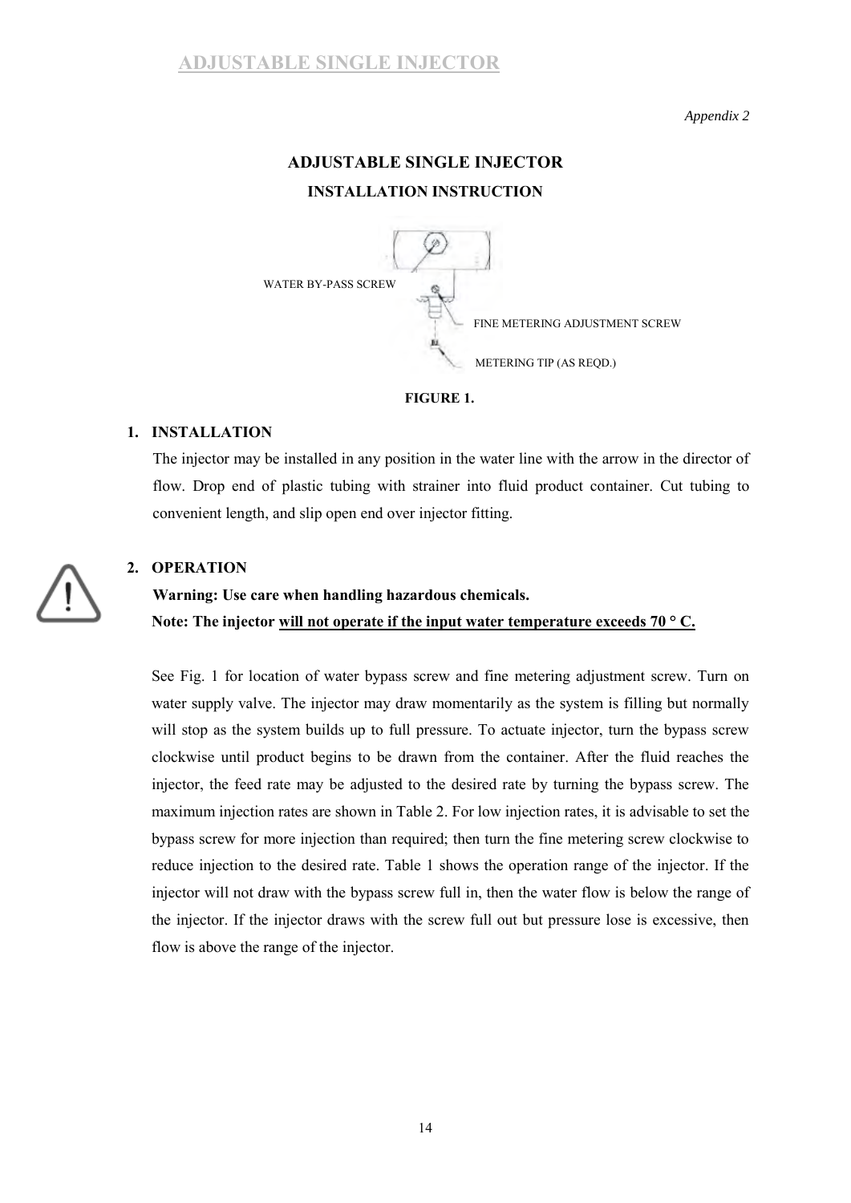*Appendix 2*

## ADJUSTABLE SINGLE INJECTOR

### INSTALLATION INSTRUCTION

WATER BY-PASS SCREW

FINE METERING ADJUSTMENT SCREW

METERING TIP (AS REQD.)

**FIGURE 1.**

### 1. INSTALLATION

The injector may be installed in any position in the water line with the arrow in the director of flow. Drop end of plastic tubing with strainer into fluid product container. Cut tubing to convenient length, and slip open end over injector fitting.

### 2. OPERATION

**Warning: Use care when handling hazardous chemicals.**

**Note: The injector <u>will not operate if the input water temperature exceeds 70 ° C.</u>**

See Fig. 1 for location of water bypass screw and fine metering adjustment screw. Turn on water supply valve. The injector may draw momentarily as the system is filling but normally will stop as the system builds up to full pressure. To actuate injector, turn the bypass screw clockwise until product begins to be drawn from the container. After the fluid reaches the injector, the feed rate may be adjusted to the desired rate by turning the bypass screw. The maximum injection rates are shown in Table 2. For low injection rates, it is advisable to set the bypass screw for more injection than required; then turn the fine metering screw clockwise to reduce injection to the desired rate. Table 1 shows the operation range of the injector. If the injector will not draw with the bypass screw full in, then the water flow is below the range of the injector. If the injector draws with the screw full out but pressure lose is excessive, then flow is above the range of the injector.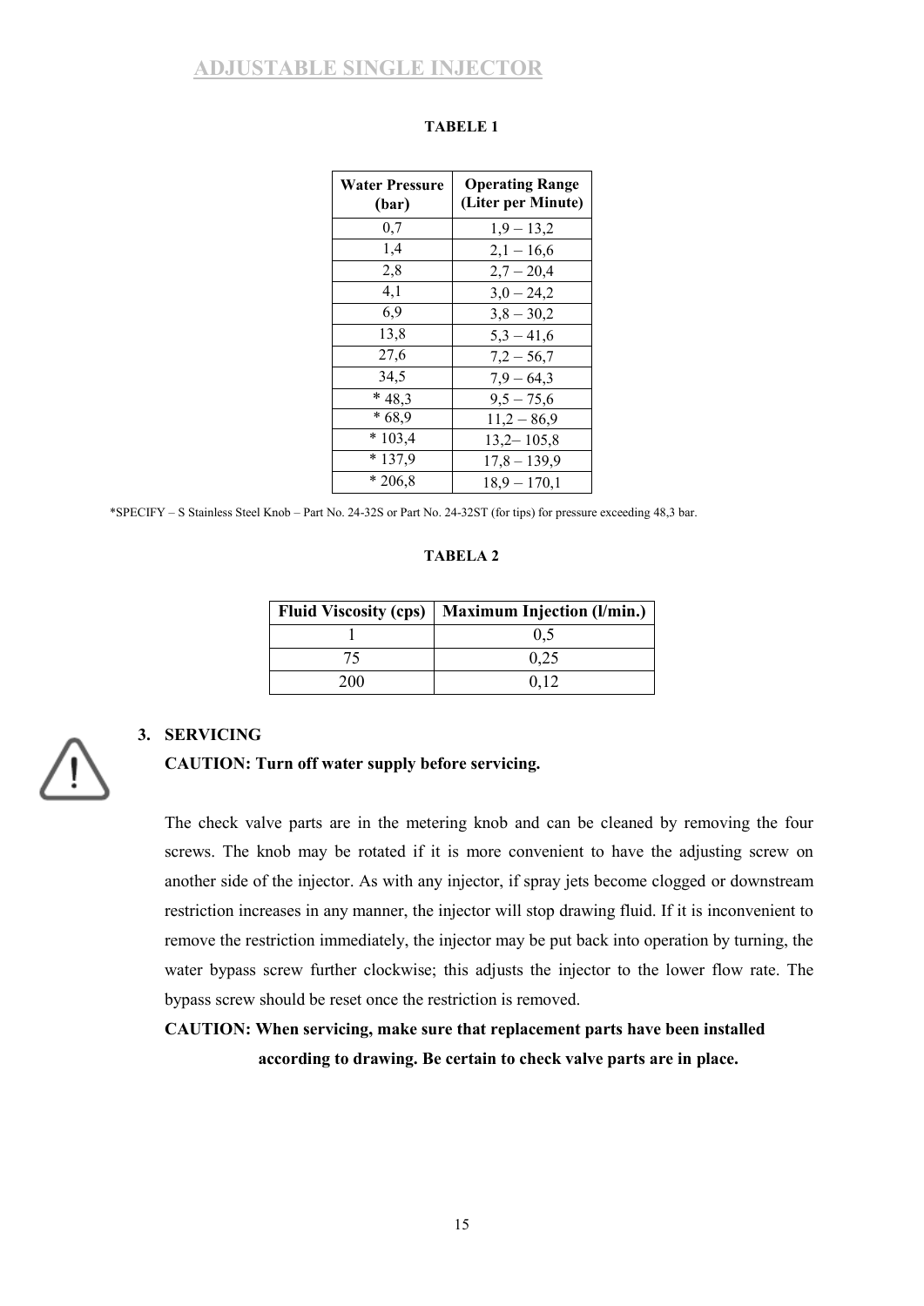## ADJUSTABLE SINGLE INJECTOR

**TABELE 1**

| Water Pressure (bar) | Operating Range (Liter per Minute) |
| --- | --- |
| 0,7 | 1,9 – 13,2 |
| 1,4 | 2,1 – 16,6 |
| 2,8 | 2,7 – 20,4 |
| 4,1 | 3,0 – 24,2 |
| 6,9 | 3,8 – 30,2 |
| 13,8 | 5,3 – 41,6 |
| 27,6 | 7,2 – 56,7 |
| 34,5 | 7,9 – 64,3 |
| * 48,3 | 9,5 – 75,6 |
| * 68,9 | 11,2 – 86,9 |
| * 103,4 | 13,2– 105,8 |
| * 137,9 | 17,8 – 139,9 |
| * 206,8 | 18,9 – 170,1 |

*SPECIFY – S Stainless Steel Knob – Part No. 24-32S or Part No. 24-32ST (for tips) for pressure exceeding 48,3 bar.

**TABELA 2**

| Fluid Viscosity (cps) | Maximum Injection (l/min.) |
| --- | --- |
| 1 | 0,5 |
| 75 | 0,25 |
| 200 | 0,12 |

### 3. SERVICING

**CAUTION: Turn off water supply before servicing.**

The check valve parts are in the metering knob and can be cleaned by removing the four screws. The knob may be rotated if it is more convenient to have the adjusting screw on another side of the injector. As with any injector, if spray jets become clogged or downstream restriction increases in any manner, the injector will stop drawing fluid. If it is inconvenient to remove the restriction immediately, the injector may be put back into operation by turning, the water bypass screw further clockwise; this adjusts the injector to the lower flow rate. The bypass screw should be reset once the restriction is removed.

**CAUTION: When servicing, make sure that replacement parts have been installed according to drawing. Be certain to check valve parts are in place.**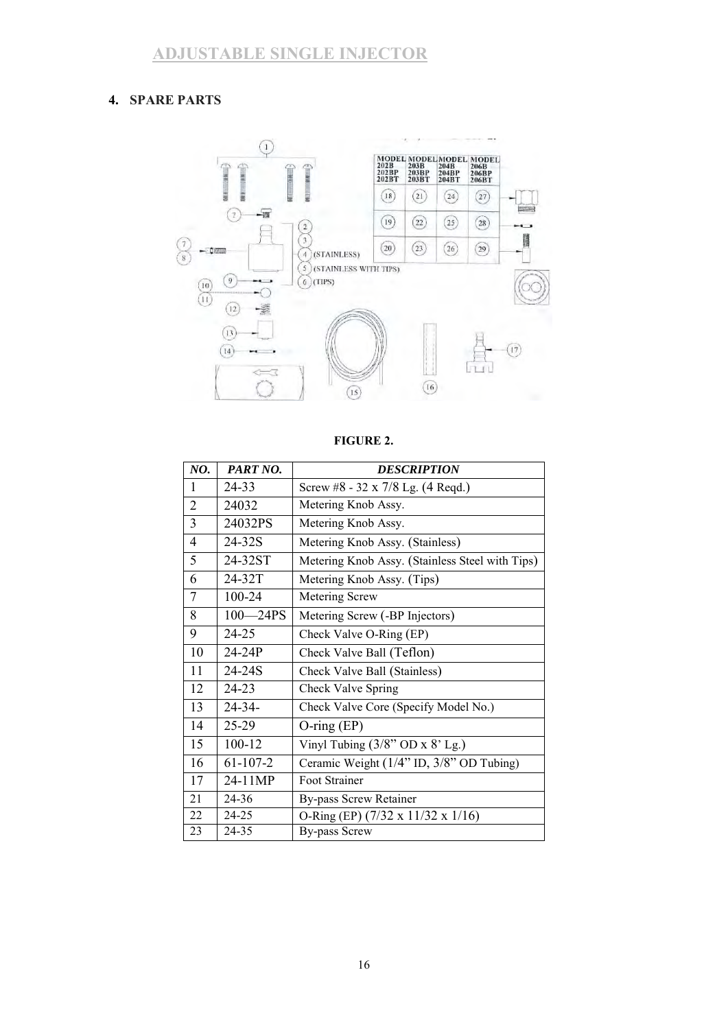# ADJUSTABLE SINGLE INJECTOR

## 4. SPARE PARTS

FIGURE 2.

| *NO.* | *PART NO.* | *DESCRIPTION* |
|---|---|---|
| 1 | 24-33 | Screw #8 - 32 x 7/8 Lg. (4 Reqd.) |
| 2 | 24032 | Metering Knob Assy. |
| 3 | 24032PS | Metering Knob Assy. |
| 4 | 24-32S | Metering Knob Assy. (Stainless) |
| 5 | 24-32ST | Metering Knob Assy. (Stainless Steel with Tips) |
| 6 | 24-32T | Metering Knob Assy. (Tips) |
| 7 | 100-24 | Metering Screw |
| 8 | 100—24PS | Metering Screw (-BP Injectors) |
| 9 | 24-25 | Check Valve O-Ring (EP) |
| 10 | 24-24P | Check Valve Ball (Teflon) |
| 11 | 24-24S | Check Valve Ball (Stainless) |
| 12 | 24-23 | Check Valve Spring |
| 13 | 24-34- | Check Valve Core (Specify Model No.) |
| 14 | 25-29 | O-ring (EP) |
| 15 | 100-12 | Vinyl Tubing (3/8" OD x 8' Lg.) |
| 16 | 61-107-2 | Ceramic Weight (1/4" ID, 3/8" OD Tubing) |
| 17 | 24-11MP | Foot Strainer |
| 21 | 24-36 | By-pass Screw Retainer |
| 22 | 24-25 | O-Ring (EP) (7/32 x 11/32 x 1/16) |
| 23 | 24-35 | By-pass Screw |